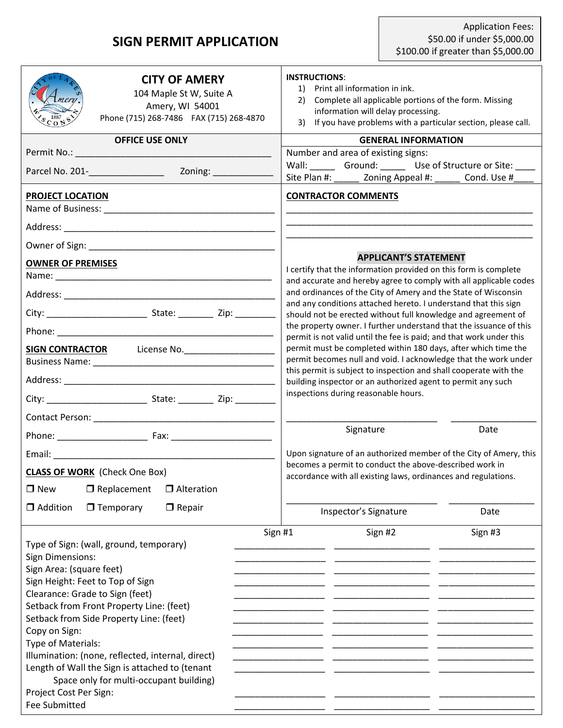# SIGN PERMIT APPLICATION

Application Fees:
$50.00 if under $5,000.00
$100.00 if greater than $5,000.00

## CITY OF AMERY

104 Maple St W, Suite A
Amery, WI 54001
Phone (715) 268-7486 FAX (715) 268-4870

**INSTRUCTIONS**:

1) Print all information in ink.
2) Complete all applicable portions of the form. Missing information will delay processing.
3) If you have problems with a particular section, please call.

### OFFICE USE ONLY

Permit No.: ________________________________________

Parcel No. 201-_______________ Zoning: ____________

### GENERAL INFORMATION

Number and area of existing signs:

Wall: _____ Ground: _____ Use of Structure or Site: ____

Site Plan #: _____ Zoning Appeal #: _____ Cond. Use #____

### PROJECT LOCATION

Name of Business: ___________________________________

Address: ___________________________________________

Owner of Sign: ______________________________________

### OWNER OF PREMISES

Name: _____________________________________________

Address: ___________________________________________

City: ____________________ State: _______ Zip: ________

Phone: _____________________________________________

### SIGN CONTRACTOR

License No.__________________

Business Name: _____________________________________

Address: ___________________________________________

City: ____________________ State: _______ Zip: ________

Contact Person: _____________________________________

Phone: __________________ Fax: ____________________

Email: _____________________________________________

### CLASS OF WORK (Check One Box)

❒ New ❒ Replacement ❒ Alteration

❒ Addition ❒ Temporary ❒ Repair

### CONTRACTOR COMMENTS

____________________________________________________

____________________________________________________

____________________________________________________

### APPLICANT'S STATEMENT

I certify that the information provided on this form is complete and accurate and hereby agree to comply with all applicable codes and ordinances of the City of Amery and the State of Wisconsin and any conditions attached hereto. I understand that this sign should not be erected without full knowledge and agreement of the property owner. I further understand that the issuance of this permit is not valid until the fee is paid; and that work under this permit must be completed within 180 days, after which time the permit becomes null and void. I acknowledge that the work under this permit is subject to inspection and shall cooperate with the building inspector or an authorized agent to permit any such inspections during reasonable hours.

______________________________ ________________
Signature Date

Upon signature of an authorized member of the City of Amery, this becomes a permit to conduct the above-described work in accordance with all existing laws, ordinances and regulations.

______________________________ ________________
Inspector's Signature Date

| | Sign #1 | Sign #2 | Sign #3 |
|---|---|---|---|
| Type of Sign: (wall, ground, temporary) | | | |
| Sign Dimensions: | | | |
| Sign Area: (square feet) | | | |
| Sign Height: Feet to Top of Sign | | | |
| Clearance: Grade to Sign (feet) | | | |
| Setback from Front Property Line: (feet) | | | |
| Setback from Side Property Line: (feet) | | | |
| Copy on Sign: | | | |
| Type of Materials: | | | |
| Illumination: (none, reflected, internal, direct) | | | |
| Length of Wall the Sign is attached to (tenant Space only for multi-occupant building) | | | |
| Project Cost Per Sign: | | | |
| Fee Submitted | | | |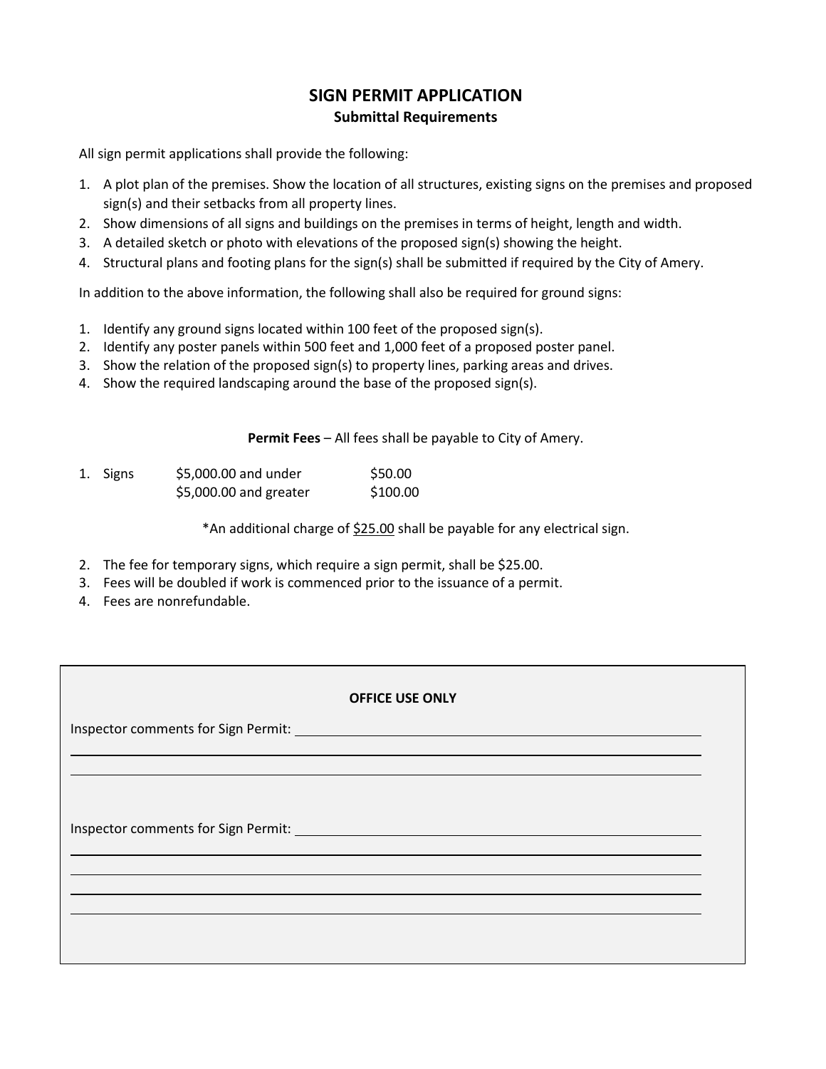## SIGN PERMIT APPLICATION

### Submittal Requirements

All sign permit applications shall provide the following:

1. A plot plan of the premises. Show the location of all structures, existing signs on the premises and proposed sign(s) and their setbacks from all property lines.
2. Show dimensions of all signs and buildings on the premises in terms of height, length and width.
3. A detailed sketch or photo with elevations of the proposed sign(s) showing the height.
4. Structural plans and footing plans for the sign(s) shall be submitted if required by the City of Amery.

In addition to the above information, the following shall also be required for ground signs:

1. Identify any ground signs located within 100 feet of the proposed sign(s).
2. Identify any poster panels within 500 feet and 1,000 feet of a proposed poster panel.
3. Show the relation of the proposed sign(s) to property lines, parking areas and drives.
4. Show the required landscaping around the base of the proposed sign(s).

**Permit Fees** – All fees shall be payable to City of Amery.

| | | |
|---|---|---|
| 1. Signs | $5,000.00 and under | $50.00 |
| | $5,000.00 and greater | $100.00 |

*An additional charge of $25.00 shall be payable for any electrical sign.

2. The fee for temporary signs, which require a sign permit, shall be $25.00.
3. Fees will be doubled if work is commenced prior to the issuance of a permit.
4. Fees are nonrefundable.

**OFFICE USE ONLY**

Inspector comments for Sign Permit: ______________________________

______________________________

______________________________

Inspector comments for Sign Permit: ______________________________

______________________________

______________________________

______________________________

______________________________